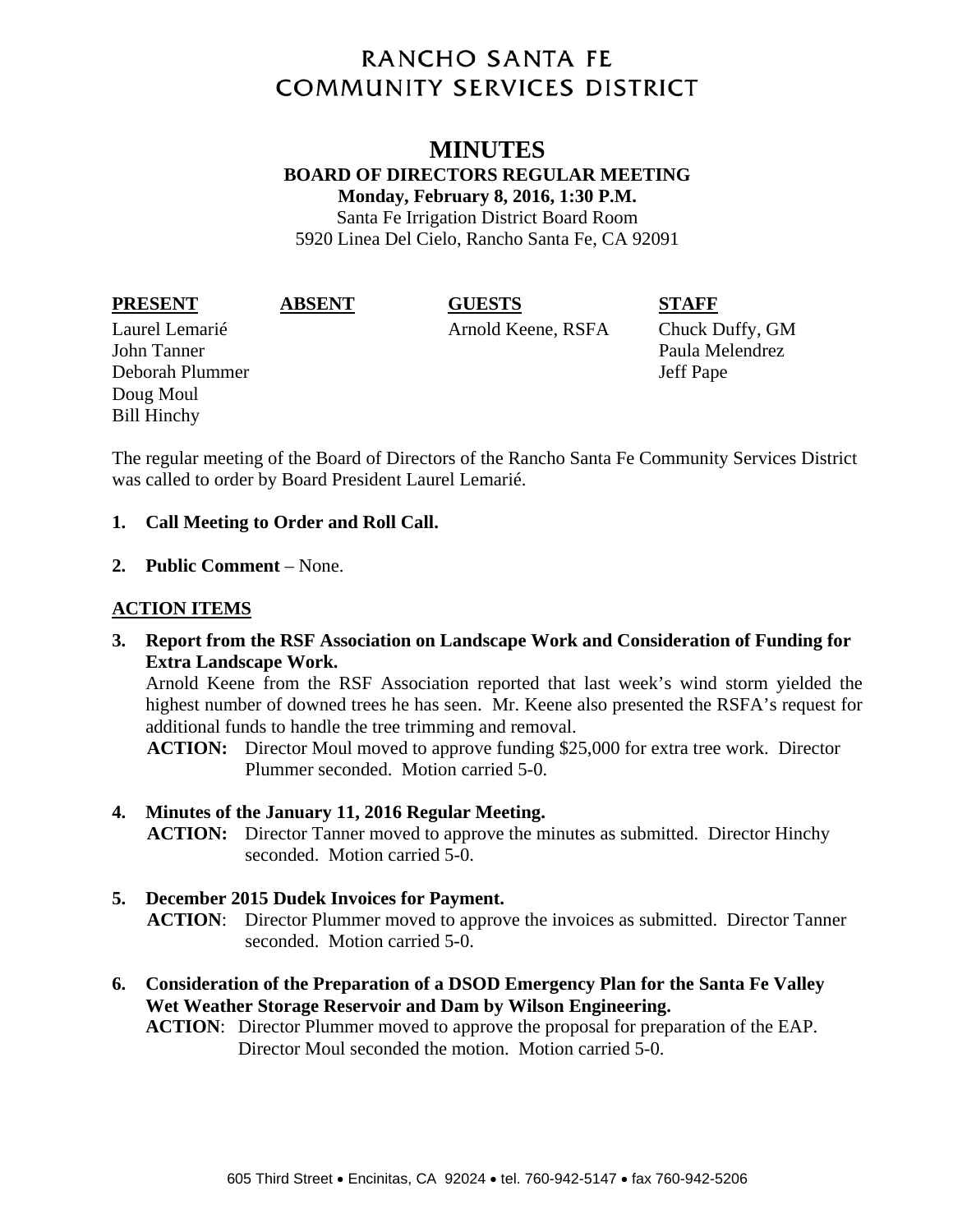# RANCHO SANTA FE
# COMMUNITY SERVICES DISTRICT

## MINUTES

**BOARD OF DIRECTORS REGULAR MEETING**
**Monday, February 8, 2016, 1:30 P.M.**
Santa Fe Irrigation District Board Room
5920 Linea Del Cielo, Rancho Santa Fe, CA 92091

| PRESENT | ABSENT | GUESTS | STAFF |
|---|---|---|---|
| Laurel Lemarié | | Arnold Keene, RSFA | Chuck Duffy, GM |
| John Tanner | | | Paula Melendrez |
| Deborah Plummer | | | Jeff Pape |
| Doug Moul | | | |
| Bill Hinchy | | | |

The regular meeting of the Board of Directors of the Rancho Santa Fe Community Services District was called to order by Board President Laurel Lemarié.

1. **Call Meeting to Order and Roll Call.**
2. **Public Comment** – None.

**ACTION ITEMS**

3. **Report from the RSF Association on Landscape Work and Consideration of Funding for Extra Landscape Work.**
   Arnold Keene from the RSF Association reported that last week's wind storm yielded the highest number of downed trees he has seen. Mr. Keene also presented the RSFA's request for additional funds to handle the tree trimming and removal.
   **ACTION:** Director Moul moved to approve funding $25,000 for extra tree work. Director Plummer seconded. Motion carried 5-0.

4. **Minutes of the January 11, 2016 Regular Meeting.**
   **ACTION:** Director Tanner moved to approve the minutes as submitted. Director Hinchy seconded. Motion carried 5-0.

5. **December 2015 Dudek Invoices for Payment.**
   **ACTION**: Director Plummer moved to approve the invoices as submitted. Director Tanner seconded. Motion carried 5-0.

6. **Consideration of the Preparation of a DSOD Emergency Plan for the Santa Fe Valley Wet Weather Storage Reservoir and Dam by Wilson Engineering.**
   **ACTION**: Director Plummer moved to approve the proposal for preparation of the EAP. Director Moul seconded the motion. Motion carried 5-0.

605 Third Street • Encinitas, CA 92024 • tel. 760-942-5147 • fax 760-942-5206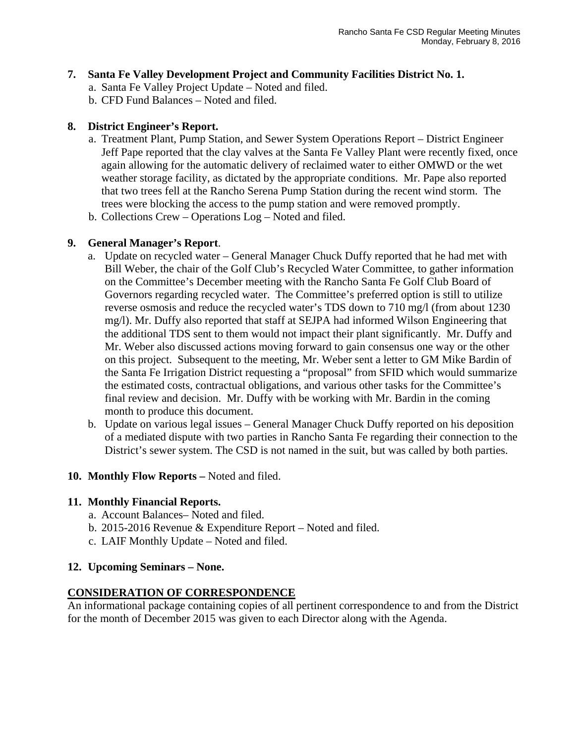**7. Santa Fe Valley Development Project and Community Facilities District No. 1.**

a. Santa Fe Valley Project Update – Noted and filed.
b. CFD Fund Balances – Noted and filed.

**8. District Engineer's Report.**

a. Treatment Plant, Pump Station, and Sewer System Operations Report – District Engineer Jeff Pape reported that the clay valves at the Santa Fe Valley Plant were recently fixed, once again allowing for the automatic delivery of reclaimed water to either OMWD or the wet weather storage facility, as dictated by the appropriate conditions. Mr. Pape also reported that two trees fell at the Rancho Serena Pump Station during the recent wind storm. The trees were blocking the access to the pump station and were removed promptly.
b. Collections Crew – Operations Log – Noted and filed.

**9. General Manager's Report**.

a. Update on recycled water – General Manager Chuck Duffy reported that he had met with Bill Weber, the chair of the Golf Club's Recycled Water Committee, to gather information on the Committee's December meeting with the Rancho Santa Fe Golf Club Board of Governors regarding recycled water. The Committee's preferred option is still to utilize reverse osmosis and reduce the recycled water's TDS down to 710 mg/l (from about 1230 mg/l). Mr. Duffy also reported that staff at SEJPA had informed Wilson Engineering that the additional TDS sent to them would not impact their plant significantly. Mr. Duffy and Mr. Weber also discussed actions moving forward to gain consensus one way or the other on this project. Subsequent to the meeting, Mr. Weber sent a letter to GM Mike Bardin of the Santa Fe Irrigation District requesting a "proposal" from SFID which would summarize the estimated costs, contractual obligations, and various other tasks for the Committee's final review and decision. Mr. Duffy with be working with Mr. Bardin in the coming month to produce this document.
b. Update on various legal issues – General Manager Chuck Duffy reported on his deposition of a mediated dispute with two parties in Rancho Santa Fe regarding their connection to the District's sewer system. The CSD is not named in the suit, but was called by both parties.

**10. Monthly Flow Reports –** Noted and filed.

**11. Monthly Financial Reports.**

a. Account Balances– Noted and filed.
b. 2015-2016 Revenue & Expenditure Report – Noted and filed.
c. LAIF Monthly Update – Noted and filed.

**12. Upcoming Seminars – None.**

**CONSIDERATION OF CORRESPONDENCE**

An informational package containing copies of all pertinent correspondence to and from the District for the month of December 2015 was given to each Director along with the Agenda.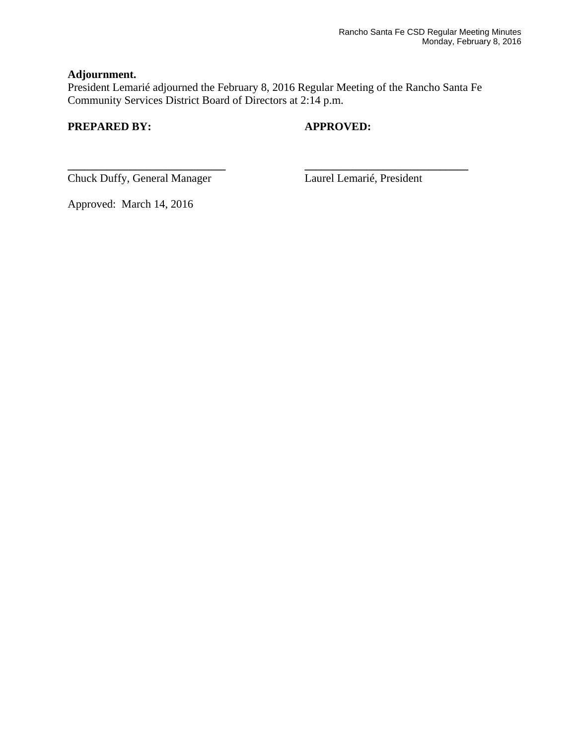**Adjournment.**
President Lemarié adjourned the February 8, 2016 Regular Meeting of the Rancho Santa Fe Community Services District Board of Directors at 2:14 p.m.

| PREPARED BY: | APPROVED: |
|---|---|
| ____________________________ | ____________________________ |
| Chuck Duffy, General Manager | Laurel Lemarié, President |

Approved: March 14, 2016